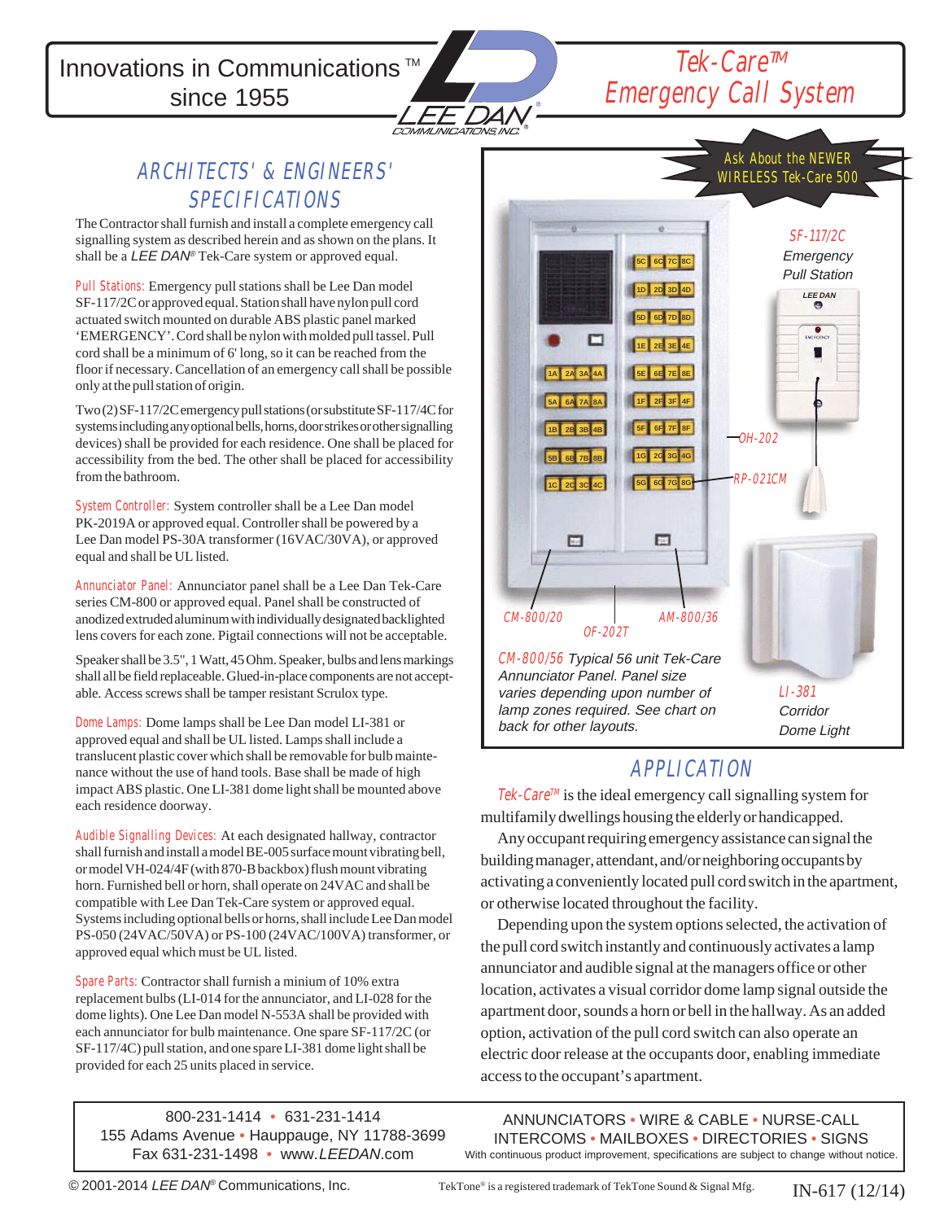Innovations in Communications ™
since 1955

LEE DAN COMMUNICATIONS, INC.

# Tek-Care™ Emergency Call System

## ARCHITECTS' & ENGINEERS' SPECIFICATIONS

The Contractor shall furnish and install a complete emergency call signalling system as described herein and as shown on the plans. It shall be a *LEE DAN*® Tek-Care system or approved equal.

Pull Stations: Emergency pull stations shall be Lee Dan model SF-117/2C or approved equal. Station shall have nylon pull cord actuated switch mounted on durable ABS plastic panel marked 'EMERGENCY'. Cord shall be nylon with molded pull tassel. Pull cord shall be a minimum of 6' long, so it can be reached from the floor if necessary. Cancellation of an emergency call shall be possible only at the pull station of origin.

Two (2) SF-117/2C emergency pull stations (or substitute SF-117/4C for systems including any optional bells, horns, door strikes or other signalling devices) shall be provided for each residence. One shall be placed for accessibility from the bed. The other shall be placed for accessibility from the bathroom.

System Controller: System controller shall be a Lee Dan model PK-2019A or approved equal. Controller shall be powered by a Lee Dan model PS-30A transformer (16VAC/30VA), or approved equal and shall be UL listed.

Annunciator Panel: Annunciator panel shall be a Lee Dan Tek-Care series CM-800 or approved equal. Panel shall be constructed of anodized extruded aluminum with individually designated backlighted lens covers for each zone. Pigtail connections will not be acceptable.

Speaker shall be 3.5", 1 Watt, 45 Ohm. Speaker, bulbs and lens markings shall all be field replaceable. Glued-in-place components are not acceptable. Access screws shall be tamper resistant Scrulox type.

Dome Lamps: Dome lamps shall be Lee Dan model LI-381 or approved equal and shall be UL listed. Lamps shall include a translucent plastic cover which shall be removable for bulb maintenance without the use of hand tools. Base shall be made of high impact ABS plastic. One LI-381 dome light shall be mounted above each residence doorway.

Audible Signalling Devices: At each designated hallway, contractor shall furnish and install a model BE-005 surface mount vibrating bell, or model VH-024/4F (with 870-B backbox) flush mount vibrating horn. Furnished bell or horn, shall operate on 24VAC and shall be compatible with Lee Dan Tek-Care system or approved equal. Systems including optional bells or horns, shall include Lee Dan model PS-050 (24VAC/50VA) or PS-100 (24VAC/100VA) transformer, or approved equal which must be UL listed.

Spare Parts: Contractor shall furnish a minium of 10% extra replacement bulbs (LI-014 for the annunciator, and LI-028 for the dome lights). One Lee Dan model N-553A shall be provided with each annunciator for bulb maintenance. One spare SF-117/2C (or SF-117/4C) pull station, and one spare LI-381 dome light shall be provided for each 25 units placed in service.

Ask About the NEWER WIRELESS Tek-Care 500

SF-117/2C *Emergency Pull Station*

OH-202

RP-021CM

CM-800/20 OF-202T AM-800/36

CM-800/56 *Typical 56 unit Tek-Care Annunciator Panel. Panel size varies depending upon number of lamp zones required. See chart on back for other layouts.*

LI-381 *Corridor Dome Light*

## APPLICATION

Tek-Care™ is the ideal emergency call signalling system for multifamily dwellings housing the elderly or handicapped.

Any occupant requiring emergency assistance can signal the building manager, attendant, and/or neighboring occupants by activating a conveniently located pull cord switch in the apartment, or otherwise located throughout the facility.

Depending upon the system options selected, the activation of the pull cord switch instantly and continuously activates a lamp annunciator and audible signal at the managers office or other location, activates a visual corridor dome lamp signal outside the apartment door, sounds a horn or bell in the hallway. As an added option, activation of the pull cord switch can also operate an electric door release at the occupants door, enabling immediate access to the occupant's apartment.

800-231-1414 • 631-231-1414
155 Adams Avenue • Hauppauge, NY 11788-3699
Fax 631-231-1498 • www.*LEEDAN*.com

ANNUNCIATORS • WIRE & CABLE • NURSE-CALL
INTERCOMS • MAILBOXES • DIRECTORIES • SIGNS
With continuous product improvement, specifications are subject to change without notice.

© 2001-2014 *LEE DAN*® Communications, Inc.  TekTone® is a registered trademark of TekTone Sound & Signal Mfg.  IN-617 (12/14)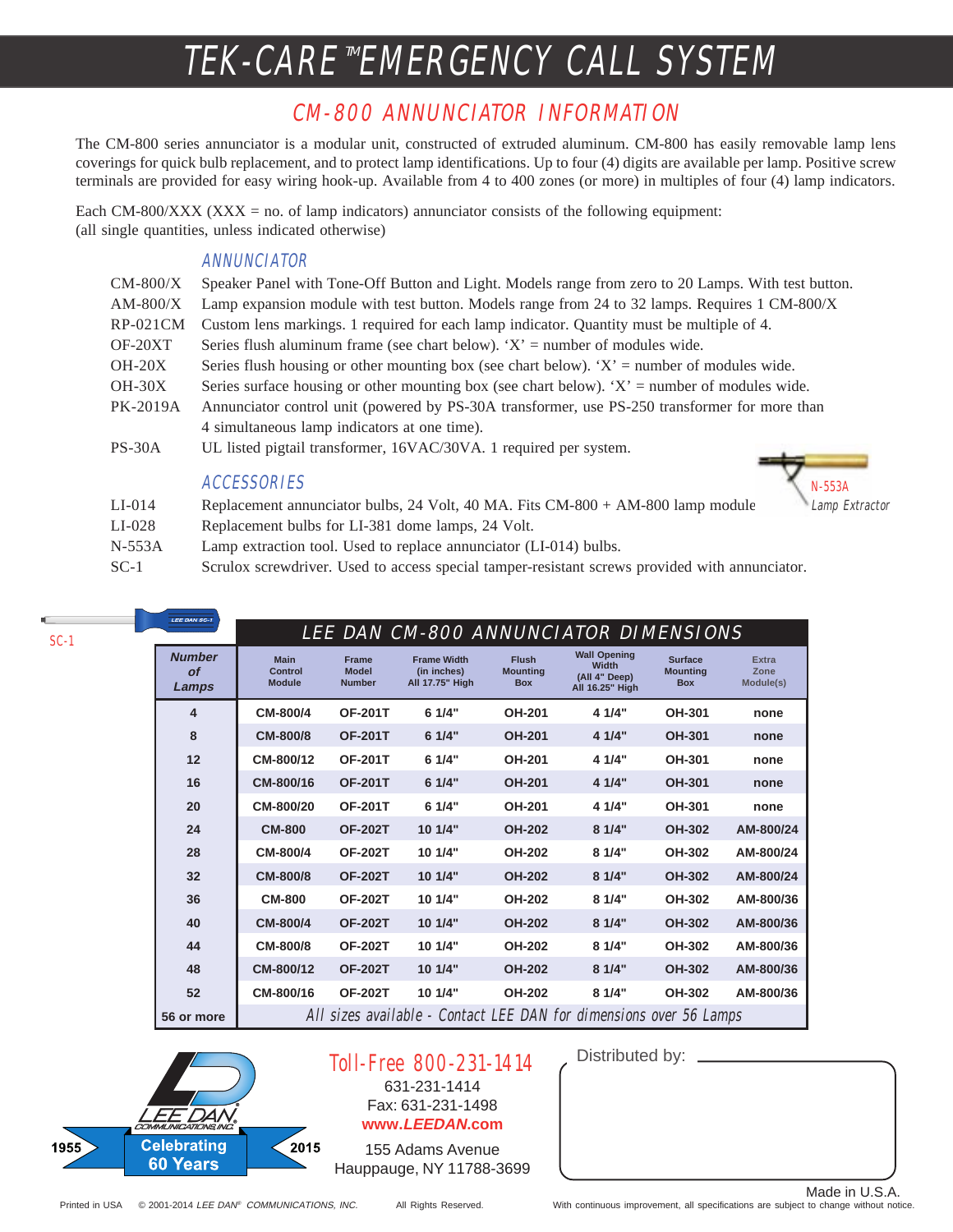# TEK-CARE™ EMERGENCY CALL SYSTEM

## CM-800 ANNUNCIATOR INFORMATION

The CM-800 series annunciator is a modular unit, constructed of extruded aluminum. CM-800 has easily removable lamp lens coverings for quick bulb replacement, and to protect lamp identifications. Up to four (4) digits are available per lamp. Positive screw terminals are provided for easy wiring hook-up. Available from 4 to 400 zones (or more) in multiples of four (4) lamp indicators.

Each CM-800/XXX (XXX = no. of lamp indicators) annunciator consists of the following equipment: (all single quantities, unless indicated otherwise)

### ANNUNCIATOR

| | |
|---|---|
| CM-800/X | Speaker Panel with Tone-Off Button and Light. Models range from zero to 20 Lamps. With test button. |
| AM-800/X | Lamp expansion module with test button. Models range from 24 to 32 lamps. Requires 1 CM-800/X |
| RP-021CM | Custom lens markings. 1 required for each lamp indicator. Quantity must be multiple of 4. |
| OF-20XT | Series flush aluminum frame (see chart below). 'X' = number of modules wide. |
| OH-20X | Series flush housing or other mounting box (see chart below). 'X' = number of modules wide. |
| OH-30X | Series surface housing or other mounting box (see chart below). 'X' = number of modules wide. |
| PK-2019A | Annunciator control unit (powered by PS-30A transformer, use PS-250 transformer for more than 4 simultaneous lamp indicators at one time). |
| PS-30A | UL listed pigtail transformer, 16VAC/30VA. 1 required per system. |

### ACCESSORIES

| | |
|---|---|
| LI-014 | Replacement annunciator bulbs, 24 Volt, 40 MA. Fits CM-800 + AM-800 lamp module |
| LI-028 | Replacement bulbs for LI-381 dome lamps, 24 Volt. |
| N-553A | Lamp extraction tool. Used to replace annunciator (LI-014) bulbs. |
| SC-1 | Scrulox screwdriver. Used to access special tamper-resistant screws provided with annunciator. |

N-553A Lamp Extractor

SC-1

## LEE DAN CM-800 ANNUNCIATOR DIMENSIONS

| Number of Lamps | Main Control Module | Frame Model Number | Frame Width (in inches) All 17.75" High | Flush Mounting Box | Wall Opening Width (All 4" Deep) All 16.25" High | Surface Mounting Box | Extra Zone Module(s) |
|---|---|---|---|---|---|---|---|
| 4 | CM-800/4 | OF-201T | 6 1/4" | OH-201 | 4 1/4" | OH-301 | none |
| 8 | CM-800/8 | OF-201T | 6 1/4" | OH-201 | 4 1/4" | OH-301 | none |
| 12 | CM-800/12 | OF-201T | 6 1/4" | OH-201 | 4 1/4" | OH-301 | none |
| 16 | CM-800/16 | OF-201T | 6 1/4" | OH-201 | 4 1/4" | OH-301 | none |
| 20 | CM-800/20 | OF-201T | 6 1/4" | OH-201 | 4 1/4" | OH-301 | none |
| 24 | CM-800 | OF-202T | 10 1/4" | OH-202 | 8 1/4" | OH-302 | AM-800/24 |
| 28 | CM-800/4 | OF-202T | 10 1/4" | OH-202 | 8 1/4" | OH-302 | AM-800/24 |
| 32 | CM-800/8 | OF-202T | 10 1/4" | OH-202 | 8 1/4" | OH-302 | AM-800/24 |
| 36 | CM-800 | OF-202T | 10 1/4" | OH-202 | 8 1/4" | OH-302 | AM-800/36 |
| 40 | CM-800/4 | OF-202T | 10 1/4" | OH-202 | 8 1/4" | OH-302 | AM-800/36 |
| 44 | CM-800/8 | OF-202T | 10 1/4" | OH-202 | 8 1/4" | OH-302 | AM-800/36 |
| 48 | CM-800/12 | OF-202T | 10 1/4" | OH-202 | 8 1/4" | OH-302 | AM-800/36 |
| 52 | CM-800/16 | OF-202T | 10 1/4" | OH-202 | 8 1/4" | OH-302 | AM-800/36 |
| 56 or more | All sizes available - Contact LEE DAN for dimensions over 56 Lamps | | | | | | |

LEE DAN COMMUNICATIONS, INC.
1955 Celebrating 60 Years 2015

Toll-Free 800-231-1414
631-231-1414
Fax: 631-231-1498
**www.LEEDAN.com**
155 Adams Avenue
Hauppauge, NY 11788-3699

Distributed by: ____________

Made in U.S.A.

Printed in USA © 2001-2014 *LEE DAN® COMMUNICATIONS, INC.* All Rights Reserved. With continuous improvement, all specifications are subject to change without notice.